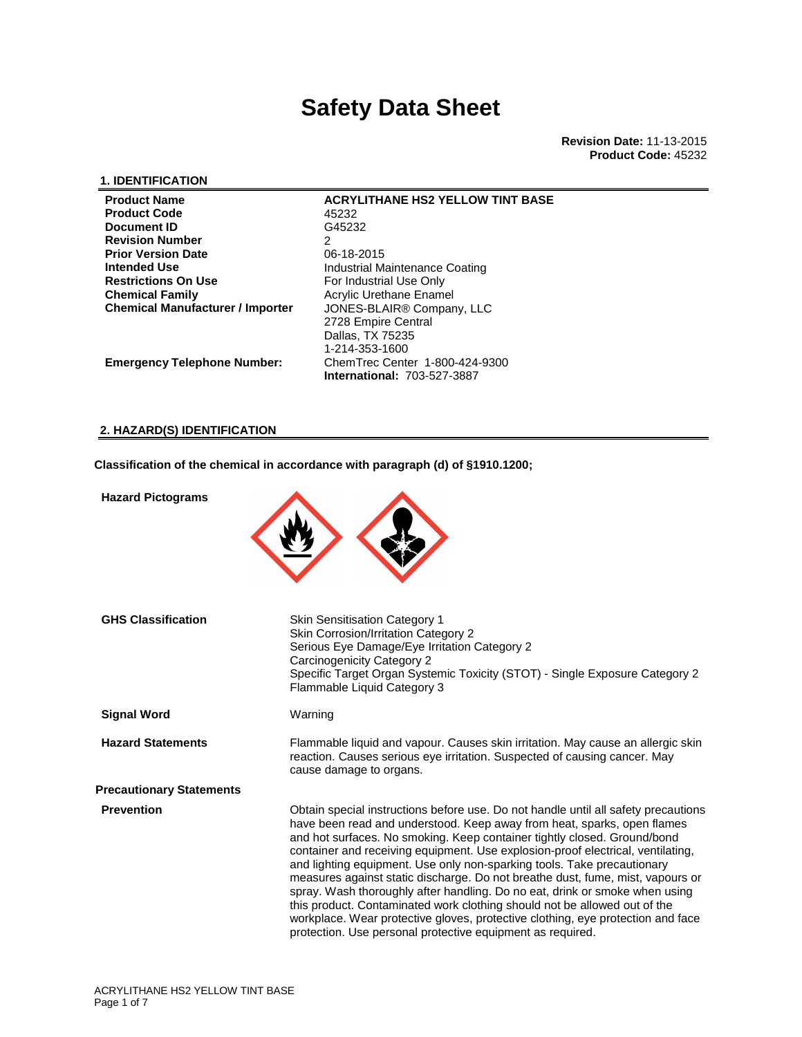# Safety Data Sheet

**Revision Date:** 11-13-2015
**Product Code:** 45232

## 1. IDENTIFICATION

| | |
|---|---|
| **Product Name** | **ACRYLITHANE HS2 YELLOW TINT BASE** |
| **Product Code** | 45232 |
| **Document ID** | G45232 |
| **Revision Number** | 2 |
| **Prior Version Date** | 06-18-2015 |
| **Intended Use** | Industrial Maintenance Coating |
| **Restrictions On Use** | For Industrial Use Only |
| **Chemical Family** | Acrylic Urethane Enamel |
| **Chemical Manufacturer / Importer** | JONES-BLAIR® Company, LLC<br>2728 Empire Central<br>Dallas, TX 75235<br>1-214-353-1600 |
| **Emergency Telephone Number:** | ChemTrec Center 1-800-424-9300<br>**International:** 703-527-3887 |

## 2. HAZARD(S) IDENTIFICATION

**Classification of the chemical in accordance with paragraph (d) of §1910.1200;**

**Hazard Pictograms**

**GHS Classification**

Skin Sensitisation Category 1
Skin Corrosion/Irritation Category 2
Serious Eye Damage/Eye Irritation Category 2
Carcinogenicity Category 2
Specific Target Organ Systemic Toxicity (STOT) - Single Exposure Category 2
Flammable Liquid Category 3

**Signal Word**

Warning

**Hazard Statements**

Flammable liquid and vapour. Causes skin irritation. May cause an allergic skin reaction. Causes serious eye irritation. Suspected of causing cancer. May cause damage to organs.

**Precautionary Statements**

**Prevention**

Obtain special instructions before use. Do not handle until all safety precautions have been read and understood. Keep away from heat, sparks, open flames and hot surfaces. No smoking. Keep container tightly closed. Ground/bond container and receiving equipment. Use explosion-proof electrical, ventilating, and lighting equipment. Use only non-sparking tools. Take precautionary measures against static discharge. Do not breathe dust, fume, mist, vapours or spray. Wash thoroughly after handling. Do no eat, drink or smoke when using this product. Contaminated work clothing should not be allowed out of the workplace. Wear protective gloves, protective clothing, eye protection and face protection. Use personal protective equipment as required.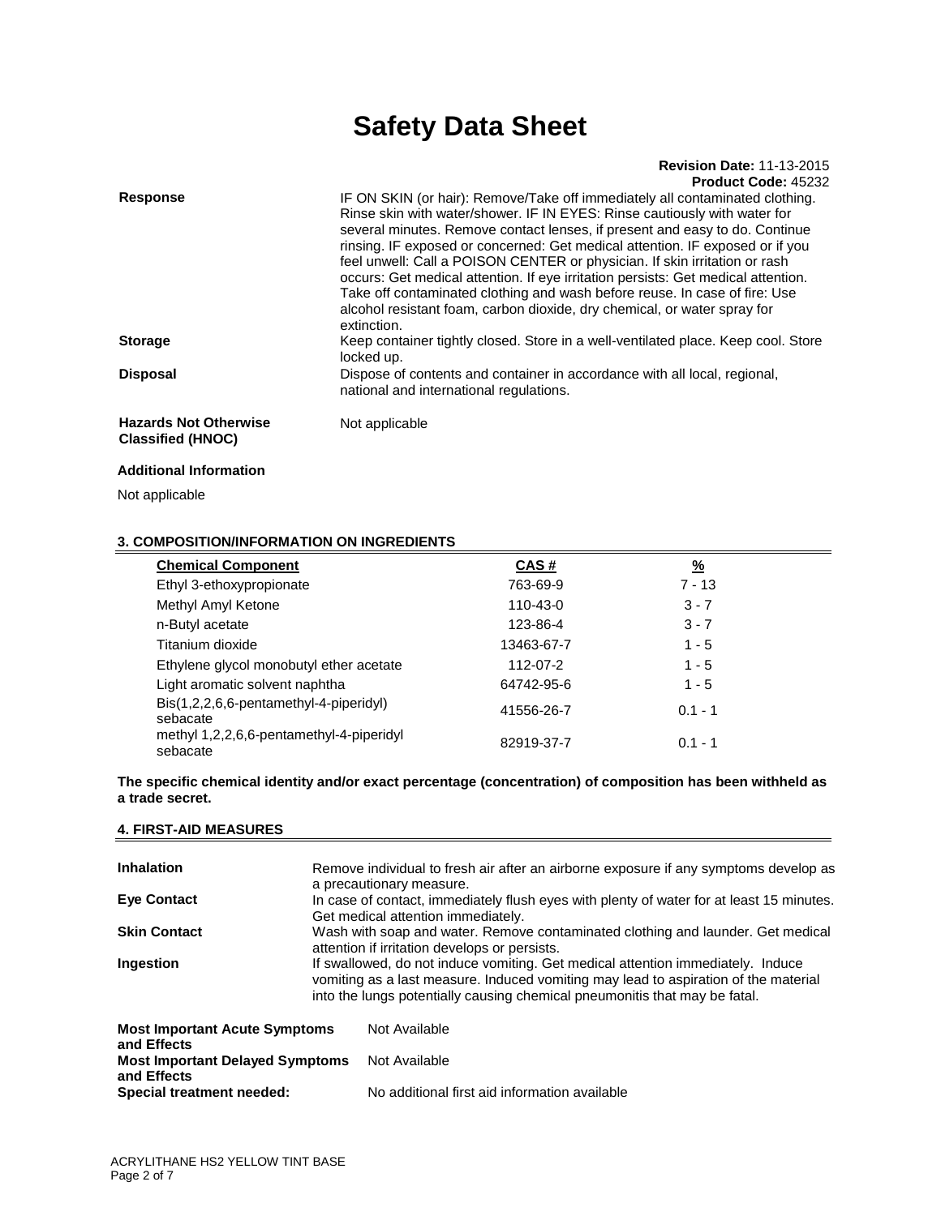# Safety Data Sheet

**Revision Date:** 11-13-2015
**Product Code:** 45232

**Response** IF ON SKIN (or hair): Remove/Take off immediately all contaminated clothing. Rinse skin with water/shower. IF IN EYES: Rinse cautiously with water for several minutes. Remove contact lenses, if present and easy to do. Continue rinsing. IF exposed or concerned: Get medical attention. IF exposed or if you feel unwell: Call a POISON CENTER or physician. If skin irritation or rash occurs: Get medical attention. If eye irritation persists: Get medical attention. Take off contaminated clothing and wash before reuse. In case of fire: Use alcohol resistant foam, carbon dioxide, dry chemical, or water spray for extinction.

**Storage** Keep container tightly closed. Store in a well-ventilated place. Keep cool. Store locked up.

**Disposal** Dispose of contents and container in accordance with all local, regional, national and international regulations.

**Hazards Not Otherwise Classified (HNOC)** Not applicable

**Additional Information**

Not applicable

## 3. COMPOSITION/INFORMATION ON INGREDIENTS

| Chemical Component | CAS # | % |
|---|---|---|
| Ethyl 3-ethoxypropionate | 763-69-9 | 7 - 13 |
| Methyl Amyl Ketone | 110-43-0 | 3 - 7 |
| n-Butyl acetate | 123-86-4 | 3 - 7 |
| Titanium dioxide | 13463-67-7 | 1 - 5 |
| Ethylene glycol monobutyl ether acetate | 112-07-2 | 1 - 5 |
| Light aromatic solvent naphtha | 64742-95-6 | 1 - 5 |
| Bis(1,2,2,6,6-pentamethyl-4-piperidyl) sebacate | 41556-26-7 | 0.1 - 1 |
| methyl 1,2,2,6,6-pentamethyl-4-piperidyl sebacate | 82919-37-7 | 0.1 - 1 |

**The specific chemical identity and/or exact percentage (concentration) of composition has been withheld as a trade secret.**

## 4. FIRST-AID MEASURES

**Inhalation** Remove individual to fresh air after an airborne exposure if any symptoms develop as a precautionary measure.

**Eye Contact** In case of contact, immediately flush eyes with plenty of water for at least 15 minutes. Get medical attention immediately.

**Skin Contact** Wash with soap and water. Remove contaminated clothing and launder. Get medical attention if irritation develops or persists.

**Ingestion** If swallowed, do not induce vomiting. Get medical attention immediately. Induce vomiting as a last measure. Induced vomiting may lead to aspiration of the material into the lungs potentially causing chemical pneumonitis that may be fatal.

**Most Important Acute Symptoms and Effects** Not Available

**Most Important Delayed Symptoms and Effects** Not Available

**Special treatment needed:** No additional first aid information available

ACRYLITHANE HS2 YELLOW TINT BASE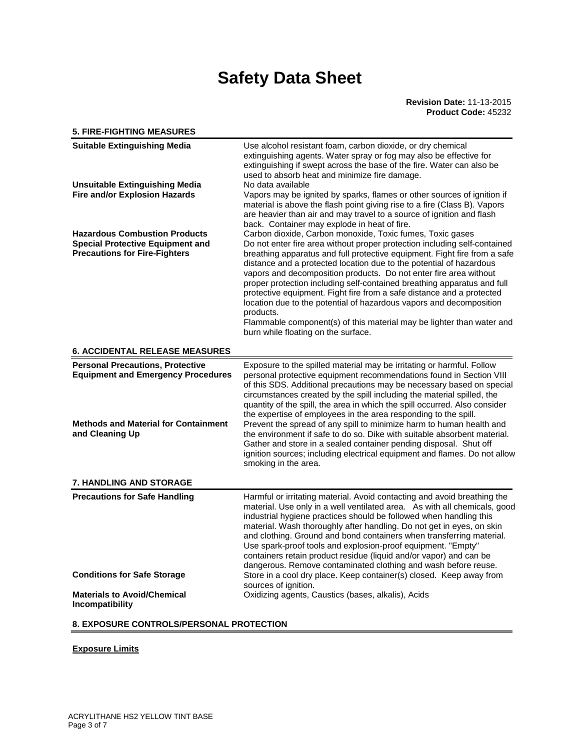# Safety Data Sheet

**Revision Date:** 11-13-2015
**Product Code:** 45232

## 5. FIRE-FIGHTING MEASURES

| | |
|---|---|
| **Suitable Extinguishing Media** | Use alcohol resistant foam, carbon dioxide, or dry chemical extinguishing agents. Water spray or fog may also be effective for extinguishing if swept across the base of the fire. Water can also be used to absorb heat and minimize fire damage. |
| **Unsuitable Extinguishing Media** | No data available |
| **Fire and/or Explosion Hazards** | Vapors may be ignited by sparks, flames or other sources of ignition if material is above the flash point giving rise to a fire (Class B). Vapors are heavier than air and may travel to a source of ignition and flash back. Container may explode in heat of fire. |
| **Hazardous Combustion Products** | Carbon dioxide, Carbon monoxide, Toxic fumes, Toxic gases |
| **Special Protective Equipment and Precautions for Fire-Fighters** | Do not enter fire area without proper protection including self-contained breathing apparatus and full protective equipment. Fight fire from a safe distance and a protected location due to the potential of hazardous vapors and decomposition products. Do not enter fire area without proper protection including self-contained breathing apparatus and full protective equipment. Fight fire from a safe distance and a protected location due to the potential of hazardous vapors and decomposition products.<br>Flammable component(s) of this material may be lighter than water and burn while floating on the surface. |

## 6. ACCIDENTAL RELEASE MEASURES

| | |
|---|---|
| **Personal Precautions, Protective Equipment and Emergency Procedures** | Exposure to the spilled material may be irritating or harmful. Follow personal protective equipment recommendations found in Section VIII of this SDS. Additional precautions may be necessary based on special circumstances created by the spill including the material spilled, the quantity of the spill, the area in which the spill occurred. Also consider the expertise of employees in the area responding to the spill. |
| **Methods and Material for Containment and Cleaning Up** | Prevent the spread of any spill to minimize harm to human health and the environment if safe to do so. Dike with suitable absorbent material. Gather and store in a sealed container pending disposal. Shut off ignition sources; including electrical equipment and flames. Do not allow smoking in the area. |

## 7. HANDLING AND STORAGE

| | |
|---|---|
| **Precautions for Safe Handling** | Harmful or irritating material. Avoid contacting and avoid breathing the material. Use only in a well ventilated area. As with all chemicals, good industrial hygiene practices should be followed when handling this material. Wash thoroughly after handling. Do not get in eyes, on skin and clothing. Ground and bond containers when transferring material. Use spark-proof tools and explosion-proof equipment. "Empty" containers retain product residue (liquid and/or vapor) and can be dangerous. Remove contaminated clothing and wash before reuse. |
| **Conditions for Safe Storage** | Store in a cool dry place. Keep container(s) closed. Keep away from sources of ignition. |
| **Materials to Avoid/Chemical Incompatibility** | Oxidizing agents, Caustics (bases, alkalis), Acids |

## 8. EXPOSURE CONTROLS/PERSONAL PROTECTION

**Exposure Limits**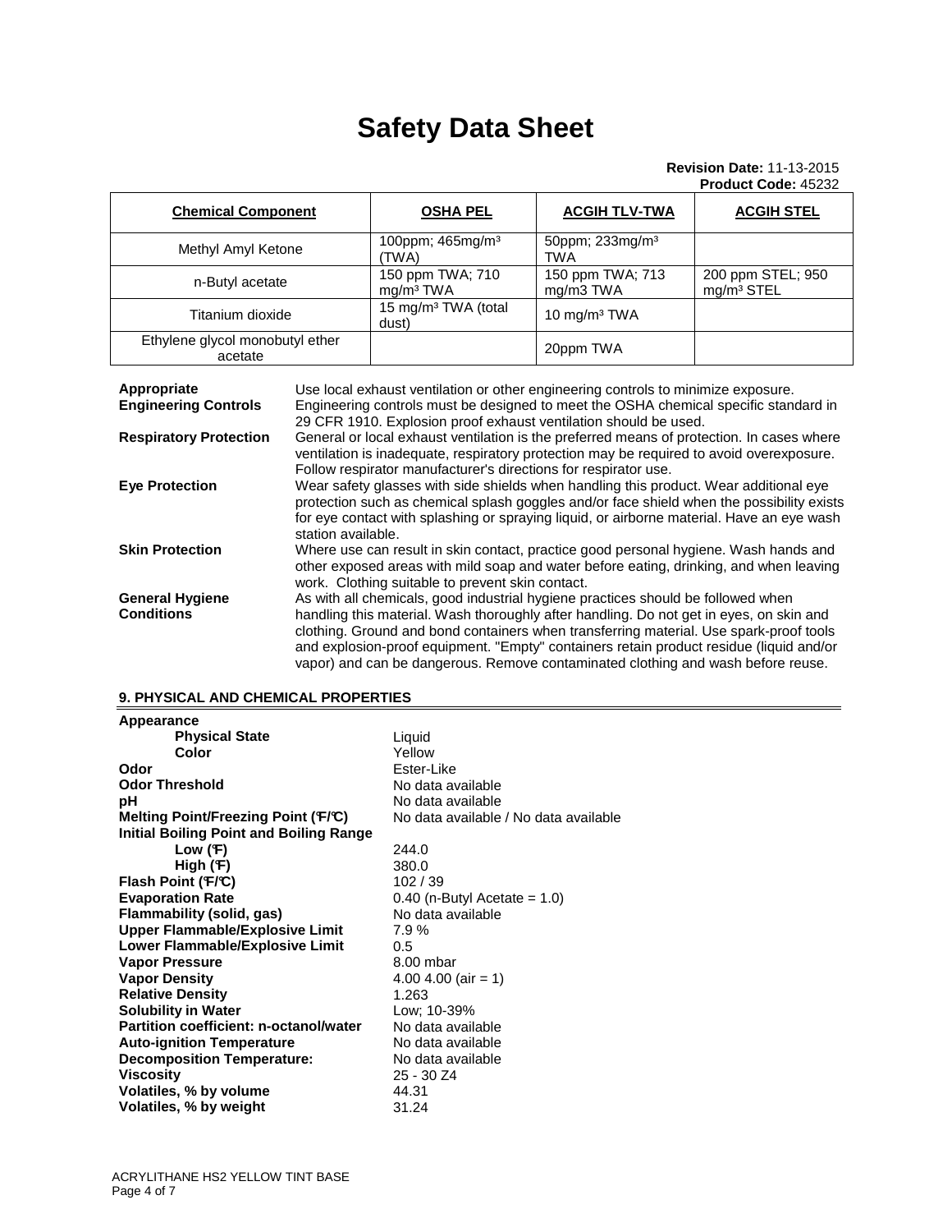# Safety Data Sheet

**Revision Date:** 11-13-2015
**Product Code:** 45232

| Chemical Component | OSHA PEL | ACGIH TLV-TWA | ACGIH STEL |
| --- | --- | --- | --- |
| Methyl Amyl Ketone | 100ppm; 465mg/m³ (TWA) | 50ppm; 233mg/m³ TWA | |
| n-Butyl acetate | 150 ppm TWA; 710 mg/m³ TWA | 150 ppm TWA; 713 mg/m3 TWA | 200 ppm STEL; 950 mg/m³ STEL |
| Titanium dioxide | 15 mg/m³ TWA (total dust) | 10 mg/m³ TWA | |
| Ethylene glycol monobutyl ether acetate | | 20ppm TWA | |

**Appropriate Engineering Controls**
Use local exhaust ventilation or other engineering controls to minimize exposure. Engineering controls must be designed to meet the OSHA chemical specific standard in 29 CFR 1910. Explosion proof exhaust ventilation should be used.

**Respiratory Protection**
General or local exhaust ventilation is the preferred means of protection. In cases where ventilation is inadequate, respiratory protection may be required to avoid overexposure. Follow respirator manufacturer's directions for respirator use.

**Eye Protection**
Wear safety glasses with side shields when handling this product. Wear additional eye protection such as chemical splash goggles and/or face shield when the possibility exists for eye contact with splashing or spraying liquid, or airborne material. Have an eye wash station available.

**Skin Protection**
Where use can result in skin contact, practice good personal hygiene. Wash hands and other exposed areas with mild soap and water before eating, drinking, and when leaving work. Clothing suitable to prevent skin contact.

**General Hygiene Conditions**
As with all chemicals, good industrial hygiene practices should be followed when handling this material. Wash thoroughly after handling. Do not get in eyes, on skin and clothing. Ground and bond containers when transferring material. Use spark-proof tools and explosion-proof equipment. "Empty" containers retain product residue (liquid and/or vapor) and can be dangerous. Remove contaminated clothing and wash before reuse.

## 9. PHYSICAL AND CHEMICAL PROPERTIES

**Appearance**
- **Physical State**: Liquid
- **Color**: Yellow

**Odor**: Ester-Like
**Odor Threshold**: No data available
**pH**: No data available
**Melting Point/Freezing Point (°F/°C)**: No data available / No data available
**Initial Boiling Point and Boiling Range**
- **Low (°F)**: 244.0
- **High (°F)**: 380.0

**Flash Point (°F/°C)**: 102 / 39
**Evaporation Rate**: 0.40 (n-Butyl Acetate = 1.0)
**Flammability (solid, gas)**: No data available
**Upper Flammable/Explosive Limit**: 7.9 %
**Lower Flammable/Explosive Limit**: 0.5
**Vapor Pressure**: 8.00 mbar
**Vapor Density**: 4.00 4.00 (air = 1)
**Relative Density**: 1.263
**Solubility in Water**: Low; 10-39%
**Partition coefficient: n-octanol/water**: No data available
**Auto-ignition Temperature**: No data available
**Decomposition Temperature:**: No data available
**Viscosity**: 25 - 30 Z4
**Volatiles, % by volume**: 44.31
**Volatiles, % by weight**: 31.24

ACRYLITHANE HS2 YELLOW TINT BASE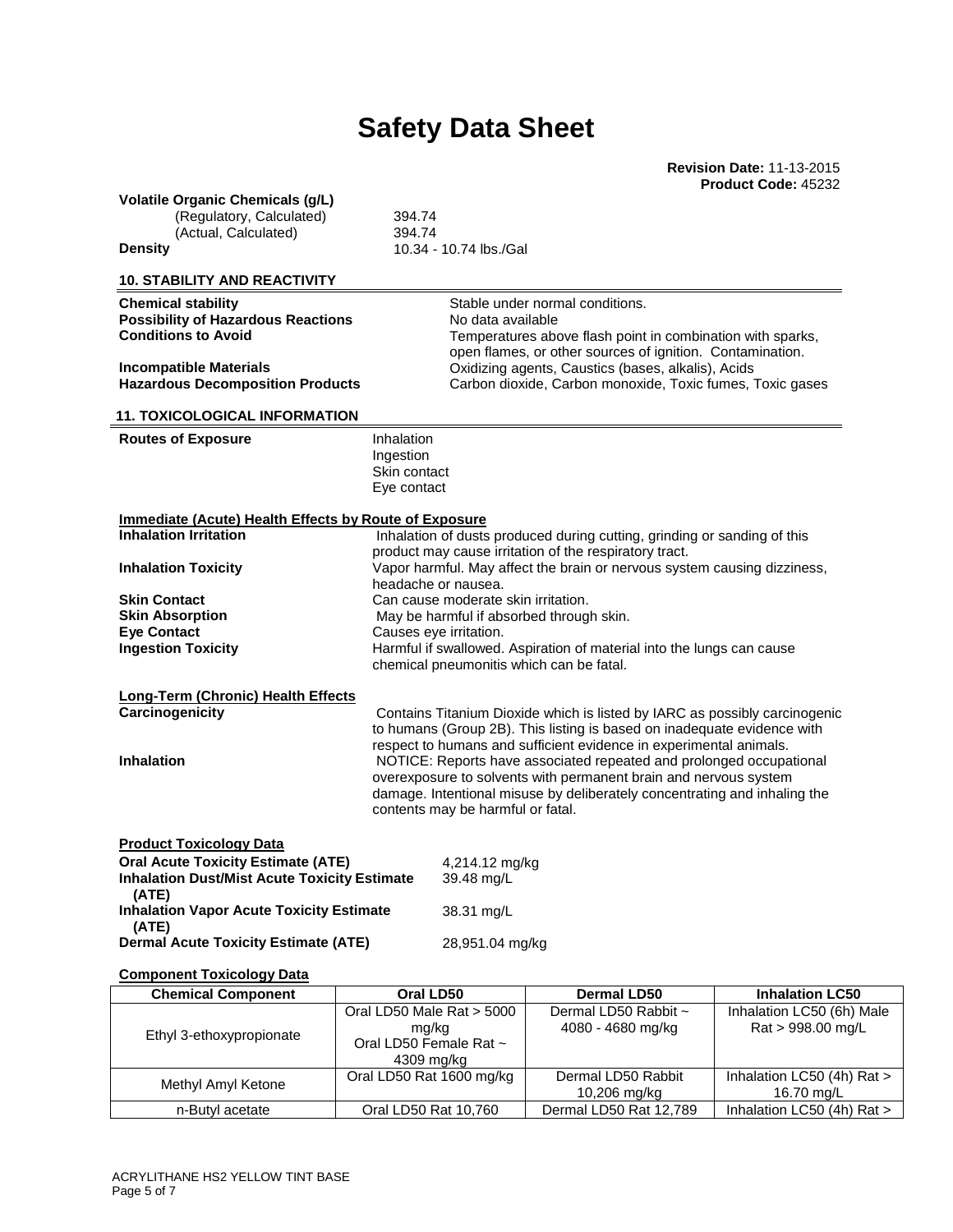# Safety Data Sheet

**Revision Date:** 11-13-2015
**Product Code:** 45232

**Volatile Organic Chemicals (g/L)**

| | |
|---|---|
| (Regulatory, Calculated) | 394.74 |
| (Actual, Calculated) | 394.74 |
| **Density** | 10.34 - 10.74 lbs./Gal |

## 10. STABILITY AND REACTIVITY

**Chemical stability** Stable under normal conditions.

**Possibility of Hazardous Reactions** No data available

**Conditions to Avoid** Temperatures above flash point in combination with sparks, open flames, or other sources of ignition. Contamination.

**Incompatible Materials** Oxidizing agents, Caustics (bases, alkalis), Acids

**Hazardous Decomposition Products** Carbon dioxide, Carbon monoxide, Toxic fumes, Toxic gases

## 11. TOXICOLOGICAL INFORMATION

**Routes of Exposure**
Inhalation
Ingestion
Skin contact
Eye contact

**Immediate (Acute) Health Effects by Route of Exposure**

**Inhalation Irritation** Inhalation of dusts produced during cutting, grinding or sanding of this product may cause irritation of the respiratory tract.

**Inhalation Toxicity** Vapor harmful. May affect the brain or nervous system causing dizziness, headache or nausea.

**Skin Contact** Can cause moderate skin irritation.

**Skin Absorption** May be harmful if absorbed through skin.

**Eye Contact** Causes eye irritation.

**Ingestion Toxicity** Harmful if swallowed. Aspiration of material into the lungs can cause chemical pneumonitis which can be fatal.

**Long-Term (Chronic) Health Effects**

**Carcinogenicity** Contains Titanium Dioxide which is listed by IARC as possibly carcinogenic to humans (Group 2B). This listing is based on inadequate evidence with respect to humans and sufficient evidence in experimental animals.

**Inhalation** NOTICE: Reports have associated repeated and prolonged occupational overexposure to solvents with permanent brain and nervous system damage. Intentional misuse by deliberately concentrating and inhaling the contents may be harmful or fatal.

**Product Toxicology Data**

| | |
|---|---|
| **Oral Acute Toxicity Estimate (ATE)** | 4,214.12 mg/kg |
| **Inhalation Dust/Mist Acute Toxicity Estimate (ATE)** | 39.48 mg/L |
| **Inhalation Vapor Acute Toxicity Estimate (ATE)** | 38.31 mg/L |
| **Dermal Acute Toxicity Estimate (ATE)** | 28,951.04 mg/kg |

**Component Toxicology Data**

| Chemical Component | Oral LD50 | Dermal LD50 | Inhalation LC50 |
|---|---|---|---|
| Ethyl 3-ethoxypropionate | Oral LD50 Male Rat > 5000 mg/kg Oral LD50 Female Rat ~ 4309 mg/kg | Dermal LD50 Rabbit ~ 4080 - 4680 mg/kg | Inhalation LC50 (6h) Male Rat > 998.00 mg/L |
| Methyl Amyl Ketone | Oral LD50 Rat 1600 mg/kg | Dermal LD50 Rabbit 10,206 mg/kg | Inhalation LC50 (4h) Rat > 16.70 mg/L |
| n-Butyl acetate | Oral LD50 Rat 10,760 | Dermal LD50 Rat 12,789 | Inhalation LC50 (4h) Rat > |

ACRYLITHANE HS2 YELLOW TINT BASE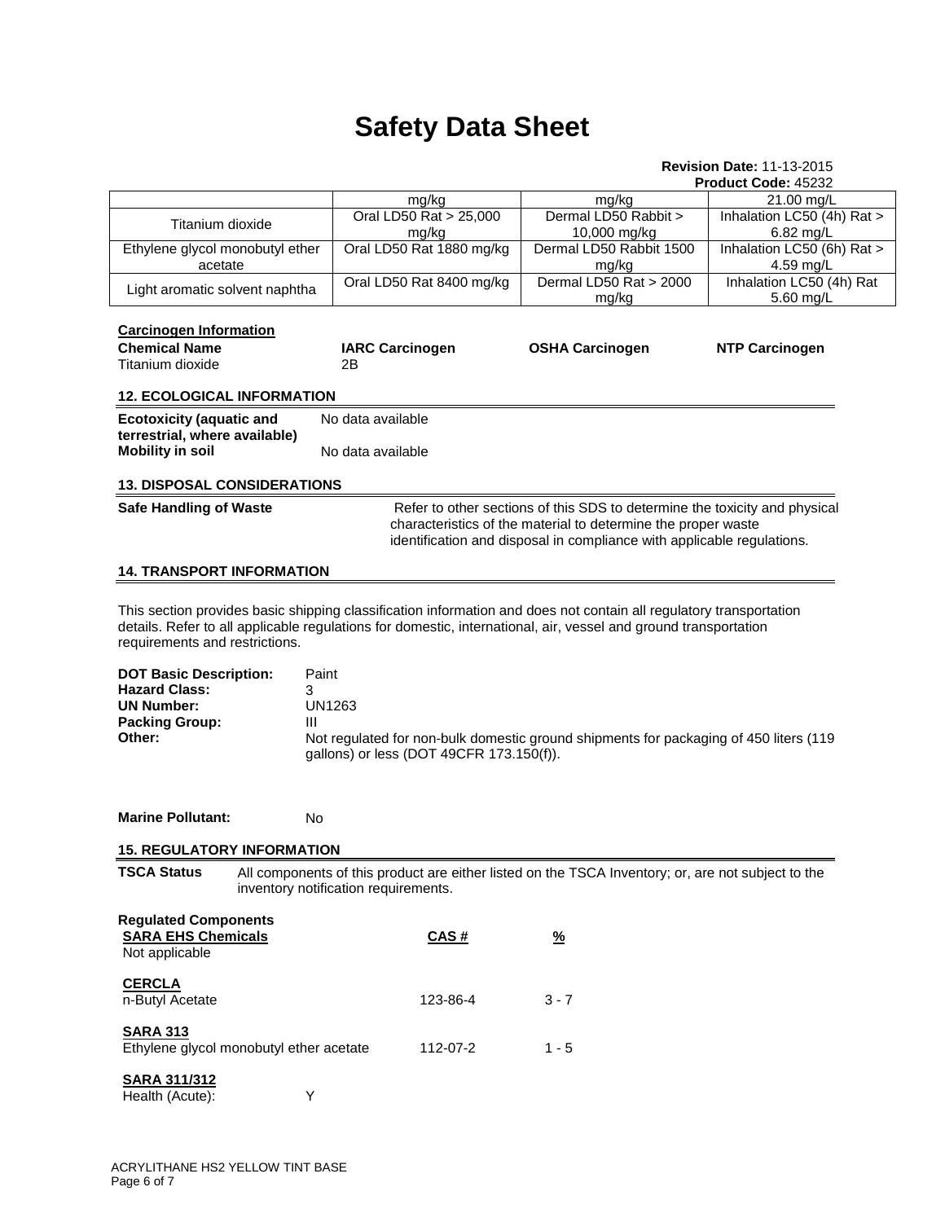# Safety Data Sheet

**Revision Date:** 11-13-2015
**Product Code:** 45232

| | | | |
|---|---|---|---|
| | mg/kg | mg/kg | 21.00 mg/L |
| Titanium dioxide | Oral LD50 Rat > 25,000 mg/kg | Dermal LD50 Rabbit > 10,000 mg/kg | Inhalation LC50 (4h) Rat > 6.82 mg/L |
| Ethylene glycol monobutyl ether acetate | Oral LD50 Rat 1880 mg/kg | Dermal LD50 Rabbit 1500 mg/kg | Inhalation LC50 (6h) Rat > 4.59 mg/L |
| Light aromatic solvent naphtha | Oral LD50 Rat 8400 mg/kg | Dermal LD50 Rat > 2000 mg/kg | Inhalation LC50 (4h) Rat 5.60 mg/L |

**Carcinogen Information**

| Chemical Name | IARC Carcinogen | OSHA Carcinogen | NTP Carcinogen |
|---|---|---|---|
| Titanium dioxide | 2B | | |

## 12. ECOLOGICAL INFORMATION

**Ecotoxicity (aquatic and terrestrial, where available)** No data available

**Mobility in soil** No data available

## 13. DISPOSAL CONSIDERATIONS

**Safe Handling of Waste** Refer to other sections of this SDS to determine the toxicity and physical characteristics of the material to determine the proper waste identification and disposal in compliance with applicable regulations.

## 14. TRANSPORT INFORMATION

This section provides basic shipping classification information and does not contain all regulatory transportation details. Refer to all applicable regulations for domestic, international, air, vessel and ground transportation requirements and restrictions.

**DOT Basic Description:** Paint
**Hazard Class:** 3
**UN Number:** UN1263
**Packing Group:** III
**Other:** Not regulated for non-bulk domestic ground shipments for packaging of 450 liters (119 gallons) or less (DOT 49CFR 173.150(f)).

**Marine Pollutant:** No

## 15. REGULATORY INFORMATION

**TSCA Status** All components of this product are either listed on the TSCA Inventory; or, are not subject to the inventory notification requirements.

**Regulated Components**

| SARA EHS Chemicals | CAS # | % |
|---|---|---|
| Not applicable | | |

| CERCLA | | |
|---|---|---|
| n-Butyl Acetate | 123-86-4 | 3 - 7 |

| SARA 313 | | |
|---|---|---|
| Ethylene glycol monobutyl ether acetate | 112-07-2 | 1 - 5 |

**SARA 311/312**
Health (Acute): Y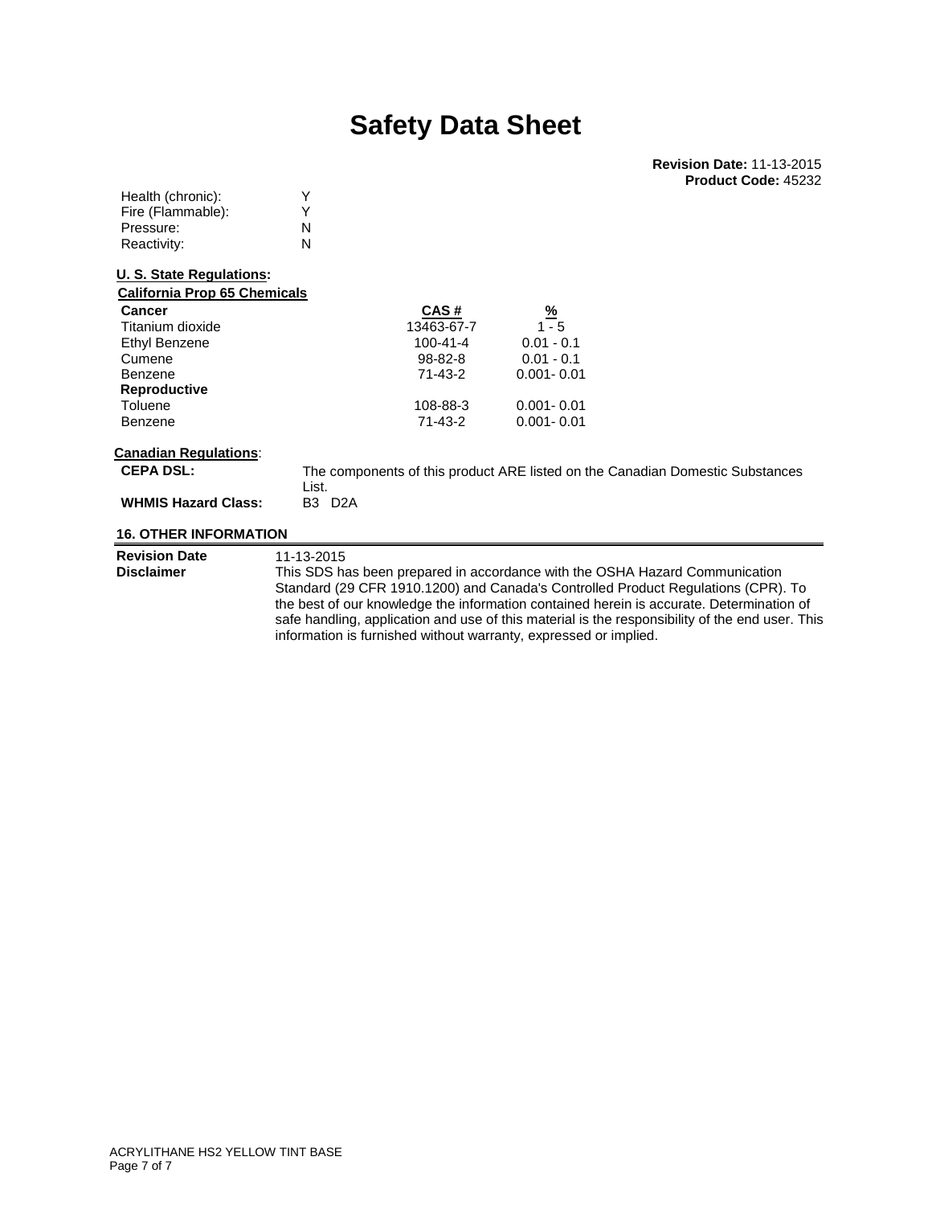# Safety Data Sheet

**Revision Date:** 11-13-2015
**Product Code:** 45232

| | |
|---|---|
| Health (chronic): | Y |
| Fire (Flammable): | Y |
| Pressure: | N |
| Reactivity: | N |

**U. S. State Regulations:**

**California Prop 65 Chemicals**

| **Cancer** | **CAS #** | **%** |
|---|---|---|
| Titanium dioxide | 13463-67-7 | 1 - 5 |
| Ethyl Benzene | 100-41-4 | 0.01 - 0.1 |
| Cumene | 98-82-8 | 0.01 - 0.1 |
| Benzene | 71-43-2 | 0.001- 0.01 |
| **Reproductive** | | |
| Toluene | 108-88-3 | 0.001- 0.01 |
| Benzene | 71-43-2 | 0.001- 0.01 |

**Canadian Regulations**:

**CEPA DSL:** The components of this product ARE listed on the Canadian Domestic Substances List.

**WHMIS Hazard Class:** B3 D2A

## 16. OTHER INFORMATION

**Revision Date** 11-13-2015

**Disclaimer** This SDS has been prepared in accordance with the OSHA Hazard Communication Standard (29 CFR 1910.1200) and Canada's Controlled Product Regulations (CPR). To the best of our knowledge the information contained herein is accurate. Determination of safe handling, application and use of this material is the responsibility of the end user. This information is furnished without warranty, expressed or implied.

ACRYLITHANE HS2 YELLOW TINT BASE